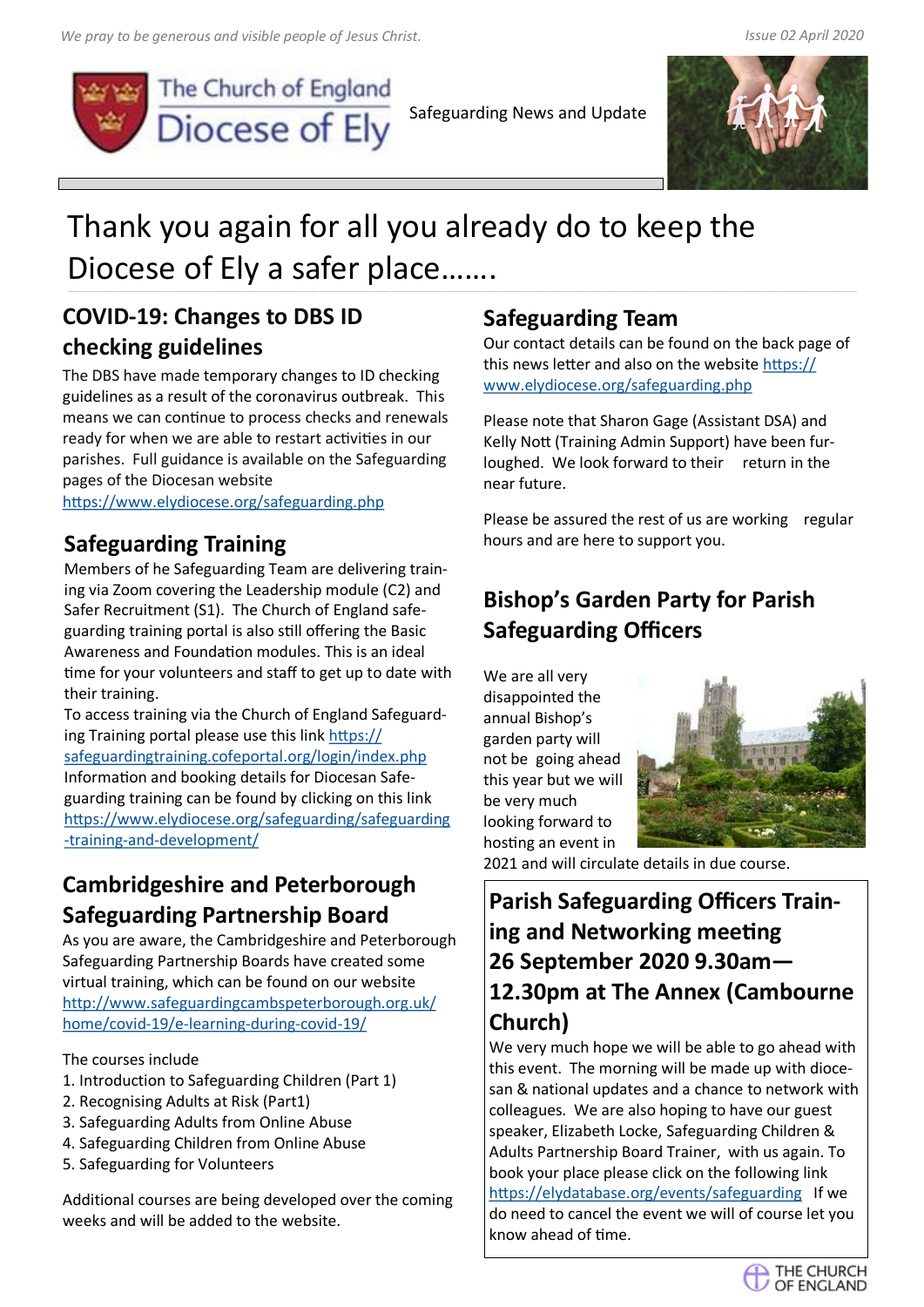*We pray to be generous and visible people of Jesus Christ.*

Issue 02 April 2020

The Church of England Diocese of Ely

Safeguarding News and Update

# Thank you again for all you already do to keep the Diocese of Ely a safer place…….

## COVID-19: Changes to DBS ID checking guidelines

The DBS have made temporary changes to ID checking guidelines as a result of the coronavirus outbreak. This means we can continue to process checks and renewals ready for when we are able to restart activities in our parishes. Full guidance is available on the Safeguarding pages of the Diocesan website https://www.elydiocese.org/safeguarding.php

## Safeguarding Training

Members of he Safeguarding Team are delivering training via Zoom covering the Leadership module (C2) and Safer Recruitment (S1). The Church of England safeguarding training portal is also still offering the Basic Awareness and Foundation modules. This is an ideal time for your volunteers and staff to get up to date with their training.

To access training via the Church of England Safeguarding Training portal please use this link https://safeguardingtraining.cofeportal.org/login/index.php

Information and booking details for Diocesan Safeguarding training can be found by clicking on this link https://www.elydiocese.org/safeguarding/safeguarding-training-and-development/

## Cambridgeshire and Peterborough Safeguarding Partnership Board

As you are aware, the Cambridgeshire and Peterborough Safeguarding Partnership Boards have created some virtual training, which can be found on our website http://www.safeguardingcambspeterborough.org.uk/home/covid-19/e-learning-during-covid-19/

The courses include

1. Introduction to Safeguarding Children (Part 1)
2. Recognising Adults at Risk (Part1)
3. Safeguarding Adults from Online Abuse
4. Safeguarding Children from Online Abuse
5. Safeguarding for Volunteers

Additional courses are being developed over the coming weeks and will be added to the website.

## Safeguarding Team

Our contact details can be found on the back page of this news letter and also on the website https://www.elydiocese.org/safeguarding.php

Please note that Sharon Gage (Assistant DSA) and Kelly Nott (Training Admin Support) have been furloughed. We look forward to their return in the near future.

Please be assured the rest of us are working regular hours and are here to support you.

## Bishop's Garden Party for Parish Safeguarding Officers

We are all very disappointed the annual Bishop's garden party will not be going ahead this year but we will be very much looking forward to hosting an event in 2021 and will circulate details in due course.

## Parish Safeguarding Officers Training and Networking meeting 26 September 2020 9.30am—12.30pm at The Annex (Cambourne Church)

We very much hope we will be able to go ahead with this event. The morning will be made up with diocesan & national updates and a chance to network with colleagues. We are also hoping to have our guest speaker, Elizabeth Locke, Safeguarding Children & Adults Partnership Board Trainer, with us again. To book your place please click on the following link https://elydatabase.org/events/safeguarding If we do need to cancel the event we will of course let you know ahead of time.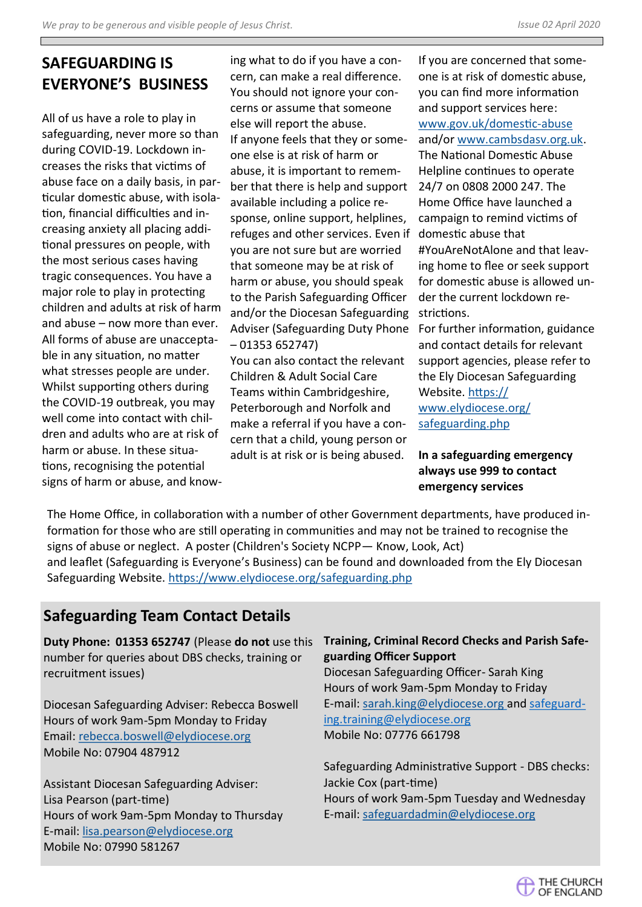## SAFEGUARDING IS EVERYONE'S BUSINESS

All of us have a role to play in safeguarding, never more so than during COVID-19. Lockdown increases the risks that victims of abuse face on a daily basis, in particular domestic abuse, with isolation, financial difficulties and increasing anxiety all placing additional pressures on people, with the most serious cases having tragic consequences. You have a major role to play in protecting children and adults at risk of harm and abuse – now more than ever. All forms of abuse are unacceptable in any situation, no matter what stresses people are under. Whilst supporting others during the COVID-19 outbreak, you may well come into contact with children and adults who are at risk of harm or abuse. In these situations, recognising the potential signs of harm or abuse, and knowing what to do if you have a concern, can make a real difference. You should not ignore your concerns or assume that someone else will report the abuse.

If anyone feels that they or someone else is at risk of harm or abuse, it is important to remember that there is help and support available including a police response, online support, helplines, refuges and other services. Even if you are not sure but are worried that someone may be at risk of harm or abuse, you should speak to the Parish Safeguarding Officer and/or the Diocesan Safeguarding Adviser (Safeguarding Duty Phone – 01353 652747)

You can also contact the relevant Children & Adult Social Care Teams within Cambridgeshire, Peterborough and Norfolk and make a referral if you have a concern that a child, young person or adult is at risk or is being abused.

If you are concerned that someone is at risk of domestic abuse, you can find more information and support services here: www.gov.uk/domestic-abuse and/or www.cambsdasv.org.uk. The National Domestic Abuse Helpline continues to operate 24/7 on 0808 2000 247. The Home Office have launched a campaign to remind victims of domestic abuse that #YouAreNotAlone and that leaving home to flee or seek support for domestic abuse is allowed under the current lockdown restrictions.

For further information, guidance and contact details for relevant support agencies, please refer to the Ely Diocesan Safeguarding Website. https://www.elydiocese.org/safeguarding.php

**In a safeguarding emergency always use 999 to contact emergency services**

The Home Office, in collaboration with a number of other Government departments, have produced information for those who are still operating in communities and may not be trained to recognise the signs of abuse or neglect. A poster (Children's Society NCPP— Know, Look, Act) and leaflet (Safeguarding is Everyone's Business) can be found and downloaded from the Ely Diocesan Safeguarding Website. https://www.elydiocese.org/safeguarding.php

## Safeguarding Team Contact Details

**Duty Phone: 01353 652747** (Please **do not** use this number for queries about DBS checks, training or recruitment issues)

Diocesan Safeguarding Adviser: Rebecca Boswell
Hours of work 9am-5pm Monday to Friday
Email: rebecca.boswell@elydiocese.org
Mobile No: 07904 487912

Assistant Diocesan Safeguarding Adviser:
Lisa Pearson (part-time)
Hours of work 9am-5pm Monday to Thursday
E-mail: lisa.pearson@elydiocese.org
Mobile No: 07990 581267

**Training, Criminal Record Checks and Parish Safeguarding Officer Support**

Diocesan Safeguarding Officer- Sarah King
Hours of work 9am-5pm Monday to Friday
E-mail: sarah.king@elydiocese.org and safeguarding.training@elydiocese.org
Mobile No: 07776 661798

Safeguarding Administrative Support - DBS checks:
Jackie Cox (part-time)
Hours of work 9am-5pm Tuesday and Wednesday
E-mail: safeguardadmin@elydiocese.org